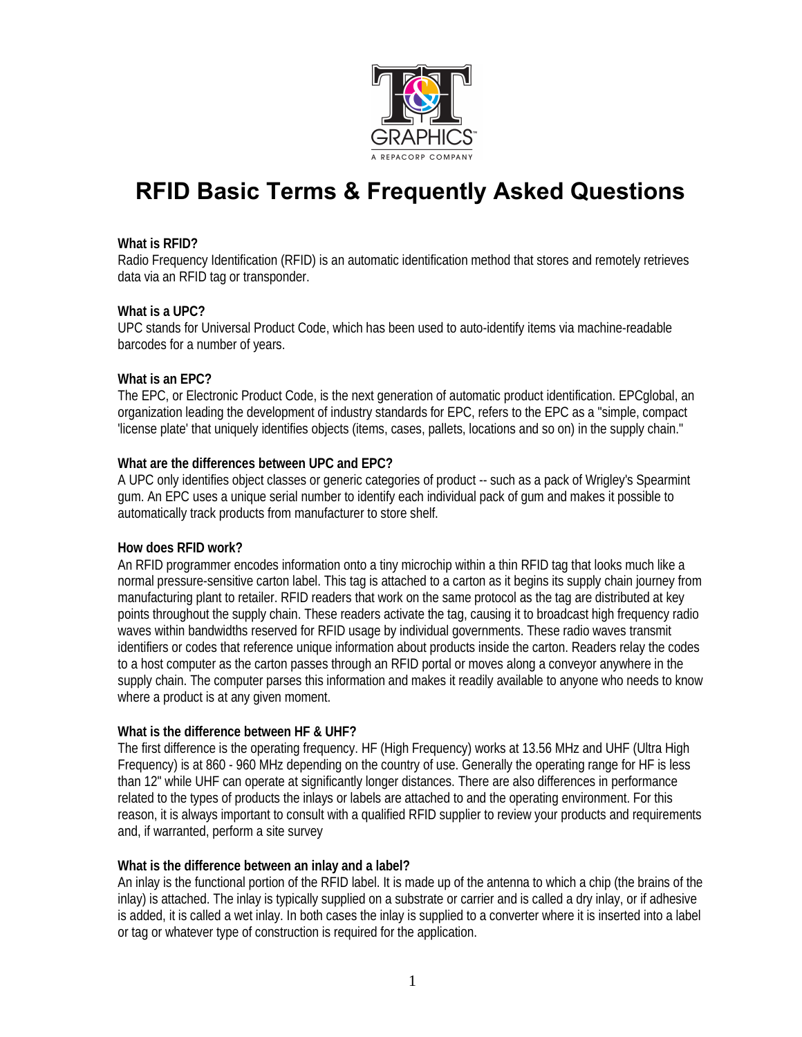# RFID Basic Terms & Frequently Asked Questions

**What is RFID?**
Radio Frequency Identification (RFID) is an automatic identification method that stores and remotely retrieves data via an RFID tag or transponder.

**What is a UPC?**
UPC stands for Universal Product Code, which has been used to auto-identify items via machine-readable barcodes for a number of years.

**What is an EPC?**
The EPC, or Electronic Product Code, is the next generation of automatic product identification. EPCglobal, an organization leading the development of industry standards for EPC, refers to the EPC as a "simple, compact 'license plate' that uniquely identifies objects (items, cases, pallets, locations and so on) in the supply chain."

**What are the differences between UPC and EPC?**
A UPC only identifies object classes or generic categories of product -- such as a pack of Wrigley's Spearmint gum. An EPC uses a unique serial number to identify each individual pack of gum and makes it possible to automatically track products from manufacturer to store shelf.

**How does RFID work?**
An RFID programmer encodes information onto a tiny microchip within a thin RFID tag that looks much like a normal pressure-sensitive carton label. This tag is attached to a carton as it begins its supply chain journey from manufacturing plant to retailer. RFID readers that work on the same protocol as the tag are distributed at key points throughout the supply chain. These readers activate the tag, causing it to broadcast high frequency radio waves within bandwidths reserved for RFID usage by individual governments. These radio waves transmit identifiers or codes that reference unique information about products inside the carton. Readers relay the codes to a host computer as the carton passes through an RFID portal or moves along a conveyor anywhere in the supply chain. The computer parses this information and makes it readily available to anyone who needs to know where a product is at any given moment.

**What is the difference between HF & UHF?**
The first difference is the operating frequency. HF (High Frequency) works at 13.56 MHz and UHF (Ultra High Frequency) is at 860 - 960 MHz depending on the country of use. Generally the operating range for HF is less than 12" while UHF can operate at significantly longer distances. There are also differences in performance related to the types of products the inlays or labels are attached to and the operating environment. For this reason, it is always important to consult with a qualified RFID supplier to review your products and requirements and, if warranted, perform a site survey

**What is the difference between an inlay and a label?**
An inlay is the functional portion of the RFID label. It is made up of the antenna to which a chip (the brains of the inlay) is attached. The inlay is typically supplied on a substrate or carrier and is called a dry inlay, or if adhesive is added, it is called a wet inlay. In both cases the inlay is supplied to a converter where it is inserted into a label or tag or whatever type of construction is required for the application.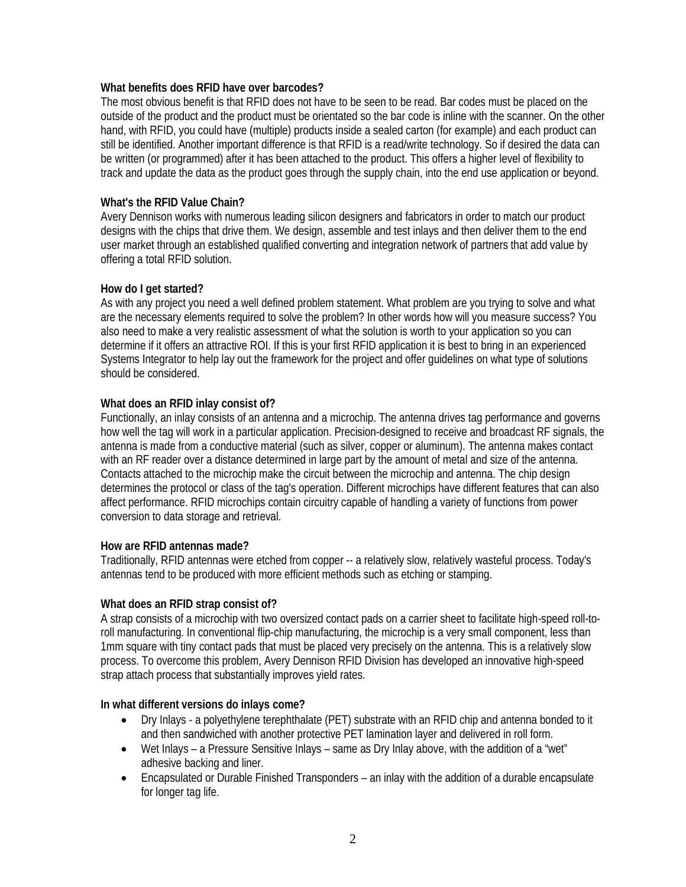**What benefits does RFID have over barcodes?**

The most obvious benefit is that RFID does not have to be seen to be read. Bar codes must be placed on the outside of the product and the product must be orientated so the bar code is inline with the scanner. On the other hand, with RFID, you could have (multiple) products inside a sealed carton (for example) and each product can still be identified. Another important difference is that RFID is a read/write technology. So if desired the data can be written (or programmed) after it has been attached to the product. This offers a higher level of flexibility to track and update the data as the product goes through the supply chain, into the end use application or beyond.

**What's the RFID Value Chain?**

Avery Dennison works with numerous leading silicon designers and fabricators in order to match our product designs with the chips that drive them. We design, assemble and test inlays and then deliver them to the end user market through an established qualified converting and integration network of partners that add value by offering a total RFID solution.

**How do I get started?**

As with any project you need a well defined problem statement. What problem are you trying to solve and what are the necessary elements required to solve the problem? In other words how will you measure success? You also need to make a very realistic assessment of what the solution is worth to your application so you can determine if it offers an attractive ROI. If this is your first RFID application it is best to bring in an experienced Systems Integrator to help lay out the framework for the project and offer guidelines on what type of solutions should be considered.

**What does an RFID inlay consist of?**

Functionally, an inlay consists of an antenna and a microchip. The antenna drives tag performance and governs how well the tag will work in a particular application. Precision-designed to receive and broadcast RF signals, the antenna is made from a conductive material (such as silver, copper or aluminum). The antenna makes contact with an RF reader over a distance determined in large part by the amount of metal and size of the antenna. Contacts attached to the microchip make the circuit between the microchip and antenna. The chip design determines the protocol or class of the tag's operation. Different microchips have different features that can also affect performance. RFID microchips contain circuitry capable of handling a variety of functions from power conversion to data storage and retrieval.

**How are RFID antennas made?**

Traditionally, RFID antennas were etched from copper -- a relatively slow, relatively wasteful process. Today's antennas tend to be produced with more efficient methods such as etching or stamping.

**What does an RFID strap consist of?**

A strap consists of a microchip with two oversized contact pads on a carrier sheet to facilitate high-speed roll-to-roll manufacturing. In conventional flip-chip manufacturing, the microchip is a very small component, less than 1mm square with tiny contact pads that must be placed very precisely on the antenna. This is a relatively slow process. To overcome this problem, Avery Dennison RFID Division has developed an innovative high-speed strap attach process that substantially improves yield rates.

**In what different versions do inlays come?**

- Dry Inlays - a polyethylene terephthalate (PET) substrate with an RFID chip and antenna bonded to it and then sandwiched with another protective PET lamination layer and delivered in roll form.
- Wet Inlays – a Pressure Sensitive Inlays – same as Dry Inlay above, with the addition of a "wet" adhesive backing and liner.
- Encapsulated or Durable Finished Transponders – an inlay with the addition of a durable encapsulate for longer tag life.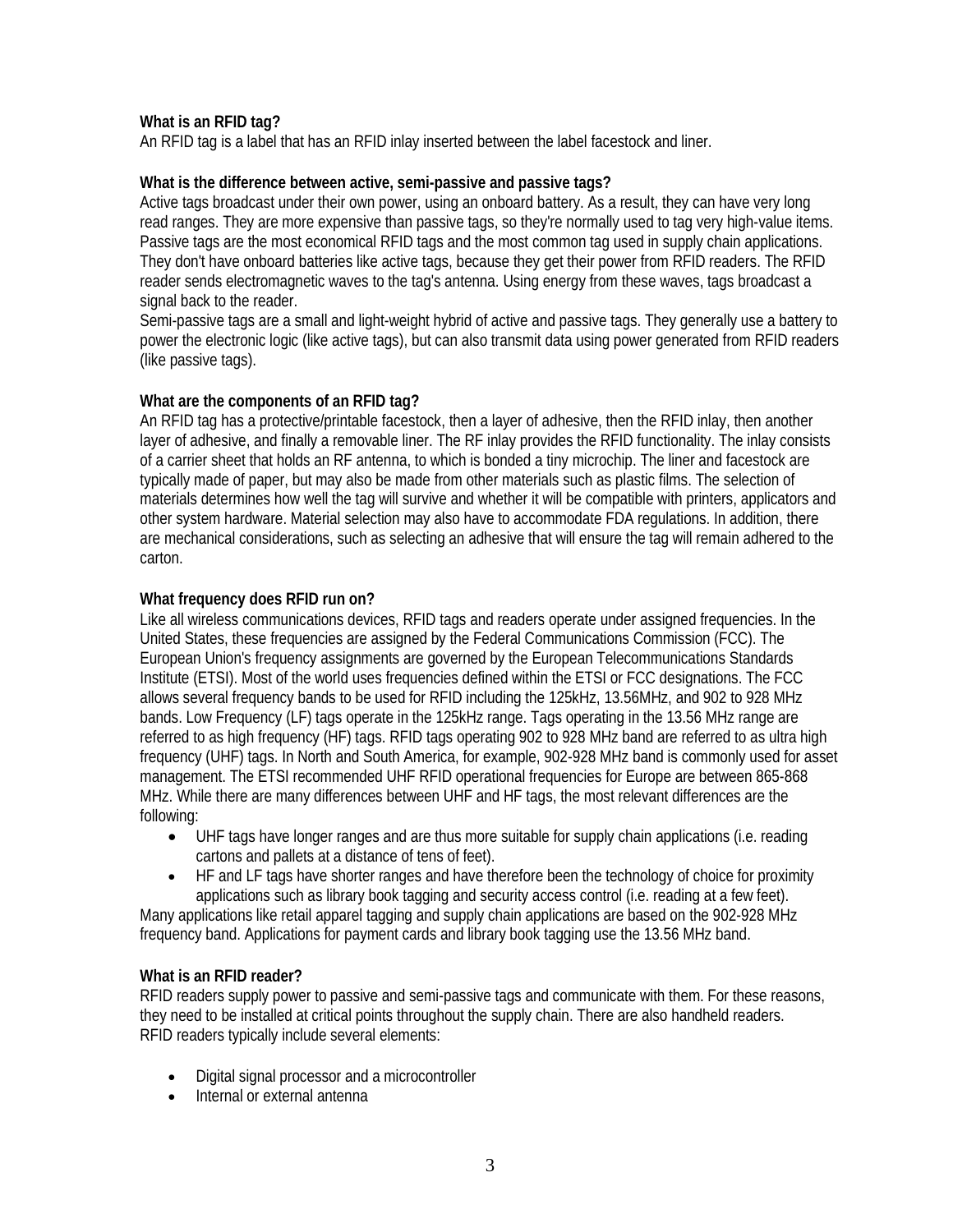**What is an RFID tag?**
An RFID tag is a label that has an RFID inlay inserted between the label facestock and liner.

**What is the difference between active, semi-passive and passive tags?**
Active tags broadcast under their own power, using an onboard battery. As a result, they can have very long read ranges. They are more expensive than passive tags, so they're normally used to tag very high-value items.
Passive tags are the most economical RFID tags and the most common tag used in supply chain applications. They don't have onboard batteries like active tags, because they get their power from RFID readers. The RFID reader sends electromagnetic waves to the tag's antenna. Using energy from these waves, tags broadcast a signal back to the reader.
Semi-passive tags are a small and light-weight hybrid of active and passive tags. They generally use a battery to power the electronic logic (like active tags), but can also transmit data using power generated from RFID readers (like passive tags).

**What are the components of an RFID tag?**
An RFID tag has a protective/printable facestock, then a layer of adhesive, then the RFID inlay, then another layer of adhesive, and finally a removable liner. The RF inlay provides the RFID functionality. The inlay consists of a carrier sheet that holds an RF antenna, to which is bonded a tiny microchip. The liner and facestock are typically made of paper, but may also be made from other materials such as plastic films. The selection of materials determines how well the tag will survive and whether it will be compatible with printers, applicators and other system hardware. Material selection may also have to accommodate FDA regulations. In addition, there are mechanical considerations, such as selecting an adhesive that will ensure the tag will remain adhered to the carton.

**What frequency does RFID run on?**
Like all wireless communications devices, RFID tags and readers operate under assigned frequencies. In the United States, these frequencies are assigned by the Federal Communications Commission (FCC). The European Union's frequency assignments are governed by the European Telecommunications Standards Institute (ETSI). Most of the world uses frequencies defined within the ETSI or FCC designations. The FCC allows several frequency bands to be used for RFID including the 125kHz, 13.56MHz, and 902 to 928 MHz bands. Low Frequency (LF) tags operate in the 125kHz range. Tags operating in the 13.56 MHz range are referred to as high frequency (HF) tags. RFID tags operating 902 to 928 MHz band are referred to as ultra high frequency (UHF) tags. In North and South America, for example, 902-928 MHz band is commonly used for asset management. The ETSI recommended UHF RFID operational frequencies for Europe are between 865-868 MHz. While there are many differences between UHF and HF tags, the most relevant differences are the following:

- UHF tags have longer ranges and are thus more suitable for supply chain applications (i.e. reading cartons and pallets at a distance of tens of feet).
- HF and LF tags have shorter ranges and have therefore been the technology of choice for proximity applications such as library book tagging and security access control (i.e. reading at a few feet).

Many applications like retail apparel tagging and supply chain applications are based on the 902-928 MHz frequency band. Applications for payment cards and library book tagging use the 13.56 MHz band.

**What is an RFID reader?**
RFID readers supply power to passive and semi-passive tags and communicate with them. For these reasons, they need to be installed at critical points throughout the supply chain. There are also handheld readers.
RFID readers typically include several elements:

- Digital signal processor and a microcontroller
- Internal or external antenna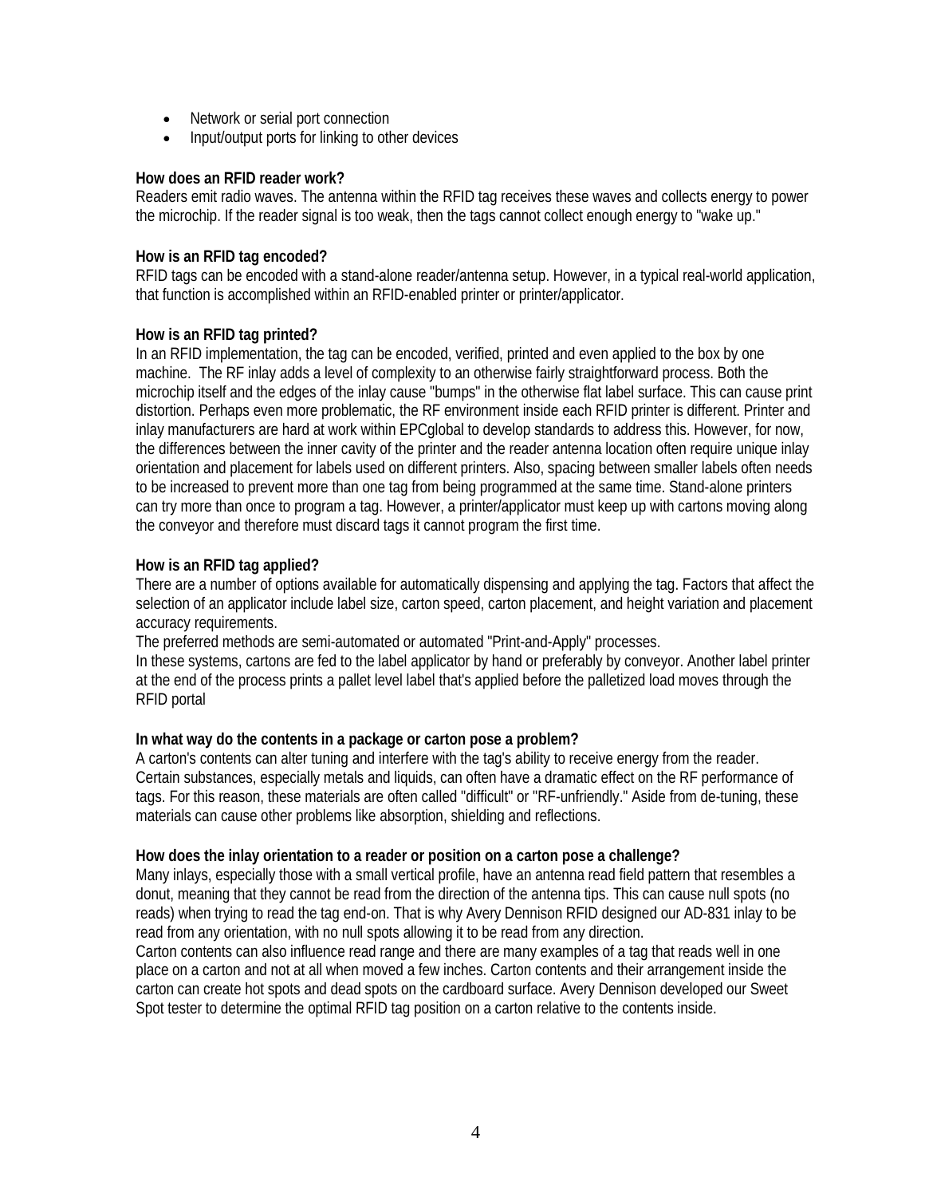- Network or serial port connection
- Input/output ports for linking to other devices

**How does an RFID reader work?**
Readers emit radio waves. The antenna within the RFID tag receives these waves and collects energy to power the microchip. If the reader signal is too weak, then the tags cannot collect enough energy to "wake up."

**How is an RFID tag encoded?**
RFID tags can be encoded with a stand-alone reader/antenna setup. However, in a typical real-world application, that function is accomplished within an RFID-enabled printer or printer/applicator.

**How is an RFID tag printed?**
In an RFID implementation, the tag can be encoded, verified, printed and even applied to the box by one machine. The RF inlay adds a level of complexity to an otherwise fairly straightforward process. Both the microchip itself and the edges of the inlay cause "bumps" in the otherwise flat label surface. This can cause print distortion. Perhaps even more problematic, the RF environment inside each RFID printer is different. Printer and inlay manufacturers are hard at work within EPCglobal to develop standards to address this. However, for now, the differences between the inner cavity of the printer and the reader antenna location often require unique inlay orientation and placement for labels used on different printers. Also, spacing between smaller labels often needs to be increased to prevent more than one tag from being programmed at the same time. Stand-alone printers can try more than once to program a tag. However, a printer/applicator must keep up with cartons moving along the conveyor and therefore must discard tags it cannot program the first time.

**How is an RFID tag applied?**
There are a number of options available for automatically dispensing and applying the tag. Factors that affect the selection of an applicator include label size, carton speed, carton placement, and height variation and placement accuracy requirements.
The preferred methods are semi-automated or automated "Print-and-Apply" processes.
In these systems, cartons are fed to the label applicator by hand or preferably by conveyor. Another label printer at the end of the process prints a pallet level label that's applied before the palletized load moves through the RFID portal

**In what way do the contents in a package or carton pose a problem?**
A carton's contents can alter tuning and interfere with the tag's ability to receive energy from the reader. Certain substances, especially metals and liquids, can often have a dramatic effect on the RF performance of tags. For this reason, these materials are often called "difficult" or "RF-unfriendly." Aside from de-tuning, these materials can cause other problems like absorption, shielding and reflections.

**How does the inlay orientation to a reader or position on a carton pose a challenge?**
Many inlays, especially those with a small vertical profile, have an antenna read field pattern that resembles a donut, meaning that they cannot be read from the direction of the antenna tips. This can cause null spots (no reads) when trying to read the tag end-on. That is why Avery Dennison RFID designed our AD-831 inlay to be read from any orientation, with no null spots allowing it to be read from any direction.
Carton contents can also influence read range and there are many examples of a tag that reads well in one place on a carton and not at all when moved a few inches. Carton contents and their arrangement inside the carton can create hot spots and dead spots on the cardboard surface. Avery Dennison developed our Sweet Spot tester to determine the optimal RFID tag position on a carton relative to the contents inside.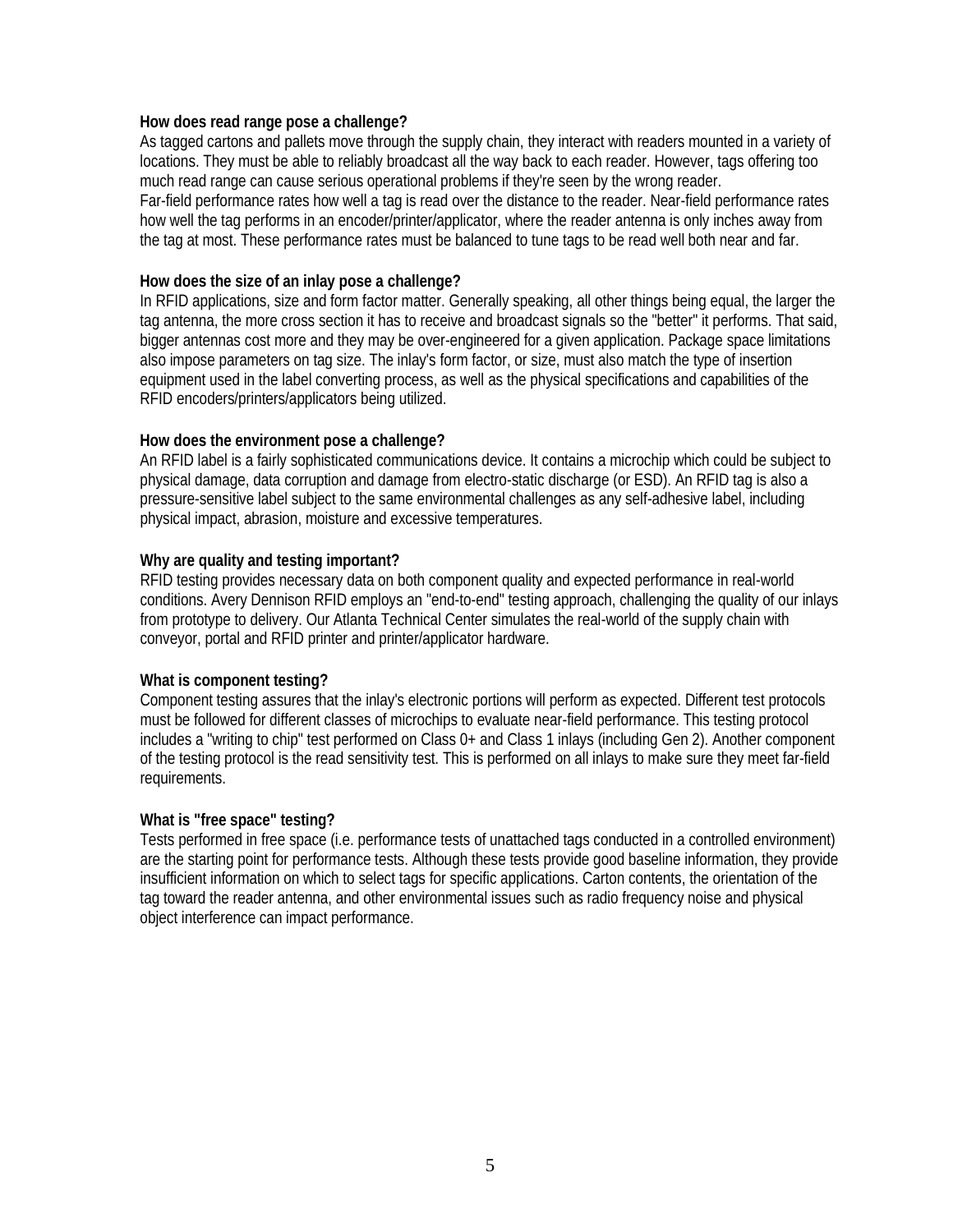**How does read range pose a challenge?**

As tagged cartons and pallets move through the supply chain, they interact with readers mounted in a variety of locations. They must be able to reliably broadcast all the way back to each reader. However, tags offering too much read range can cause serious operational problems if they're seen by the wrong reader.

Far-field performance rates how well a tag is read over the distance to the reader. Near-field performance rates how well the tag performs in an encoder/printer/applicator, where the reader antenna is only inches away from the tag at most. These performance rates must be balanced to tune tags to be read well both near and far.

**How does the size of an inlay pose a challenge?**

In RFID applications, size and form factor matter. Generally speaking, all other things being equal, the larger the tag antenna, the more cross section it has to receive and broadcast signals so the "better" it performs. That said, bigger antennas cost more and they may be over-engineered for a given application. Package space limitations also impose parameters on tag size. The inlay's form factor, or size, must also match the type of insertion equipment used in the label converting process, as well as the physical specifications and capabilities of the RFID encoders/printers/applicators being utilized.

**How does the environment pose a challenge?**

An RFID label is a fairly sophisticated communications device. It contains a microchip which could be subject to physical damage, data corruption and damage from electro-static discharge (or ESD). An RFID tag is also a pressure-sensitive label subject to the same environmental challenges as any self-adhesive label, including physical impact, abrasion, moisture and excessive temperatures.

**Why are quality and testing important?**

RFID testing provides necessary data on both component quality and expected performance in real-world conditions. Avery Dennison RFID employs an "end-to-end" testing approach, challenging the quality of our inlays from prototype to delivery. Our Atlanta Technical Center simulates the real-world of the supply chain with conveyor, portal and RFID printer and printer/applicator hardware.

**What is component testing?**

Component testing assures that the inlay's electronic portions will perform as expected. Different test protocols must be followed for different classes of microchips to evaluate near-field performance. This testing protocol includes a "writing to chip" test performed on Class 0+ and Class 1 inlays (including Gen 2). Another component of the testing protocol is the read sensitivity test. This is performed on all inlays to make sure they meet far-field requirements.

**What is "free space" testing?**

Tests performed in free space (i.e. performance tests of unattached tags conducted in a controlled environment) are the starting point for performance tests. Although these tests provide good baseline information, they provide insufficient information on which to select tags for specific applications. Carton contents, the orientation of the tag toward the reader antenna, and other environmental issues such as radio frequency noise and physical object interference can impact performance.